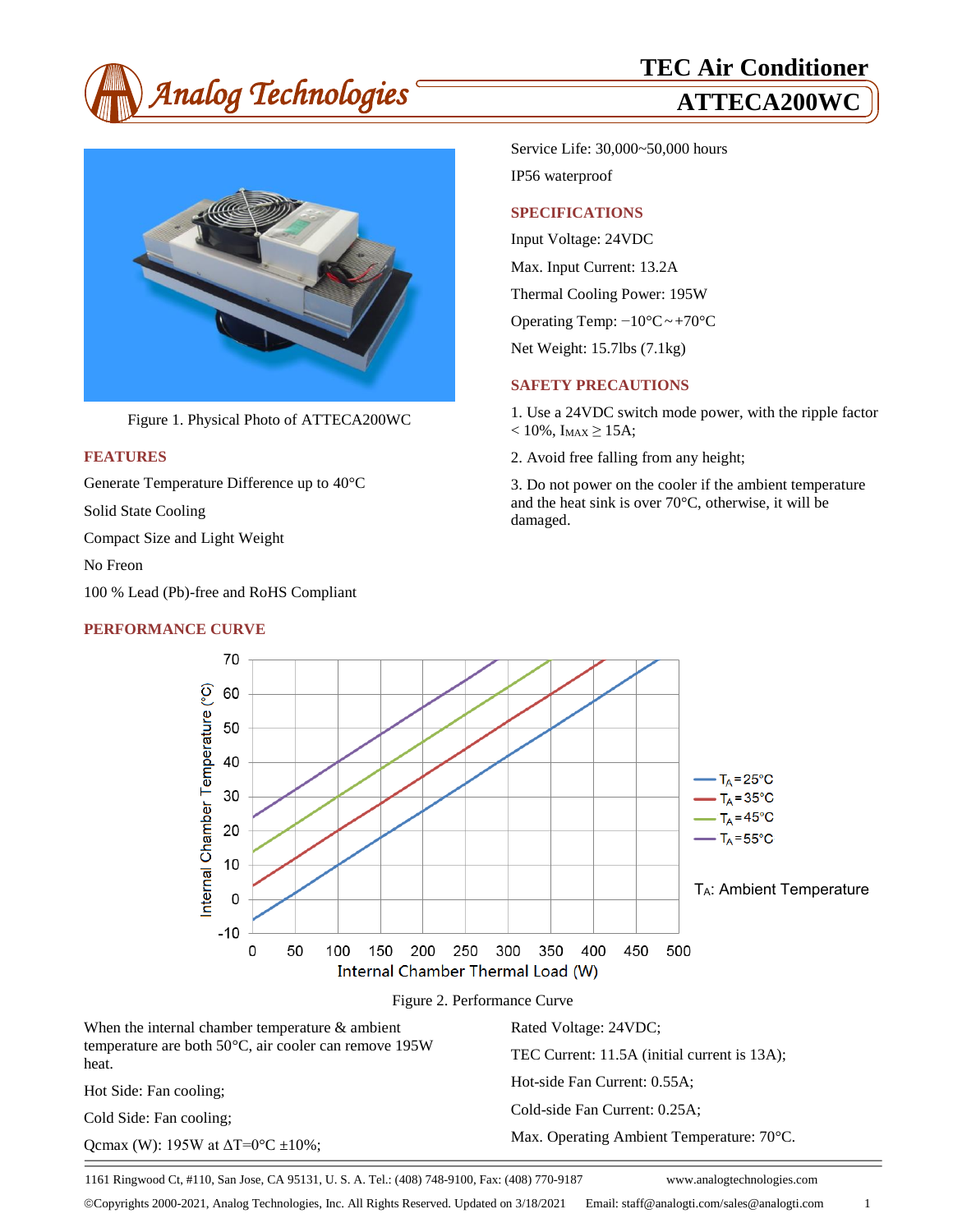# TEC Air Conditioner

## ATTECA200WC

Figure 1. Physical Photo of ATTECA200WC

### FEATURES

Generate Temperature Difference up to 40°C

Solid State Cooling

Compact Size and Light Weight

No Freon

100 % Lead (Pb)-free and RoHS Compliant

Service Life: 30,000~50,000 hours

IP56 waterproof

### SPECIFICATIONS

Input Voltage: 24VDC

Max. Input Current: 13.2A

Thermal Cooling Power: 195W

Operating Temp: −10°C ~ +70°C

Net Weight: 15.7lbs (7.1kg)

### SAFETY PRECAUTIONS

1. Use a 24VDC switch mode power, with the ripple factor < 10%, $I_{MAX} \geq 15A$;

2. Avoid free falling from any height;

3. Do not power on the cooler if the ambient temperature and the heat sink is over 70°C, otherwise, it will be damaged.

### PERFORMANCE CURVE

Figure 2. Performance Curve

When the internal chamber temperature & ambient temperature are both 50°C, air cooler can remove 195W heat.

Hot Side: Fan cooling;

Cold Side: Fan cooling;

Qcmax (W): 195W at ΔT=0°C ±10%;

Rated Voltage: 24VDC;

TEC Current: 11.5A (initial current is 13A);

Hot-side Fan Current: 0.55A;

Cold-side Fan Current: 0.25A;

Max. Operating Ambient Temperature: 70°C.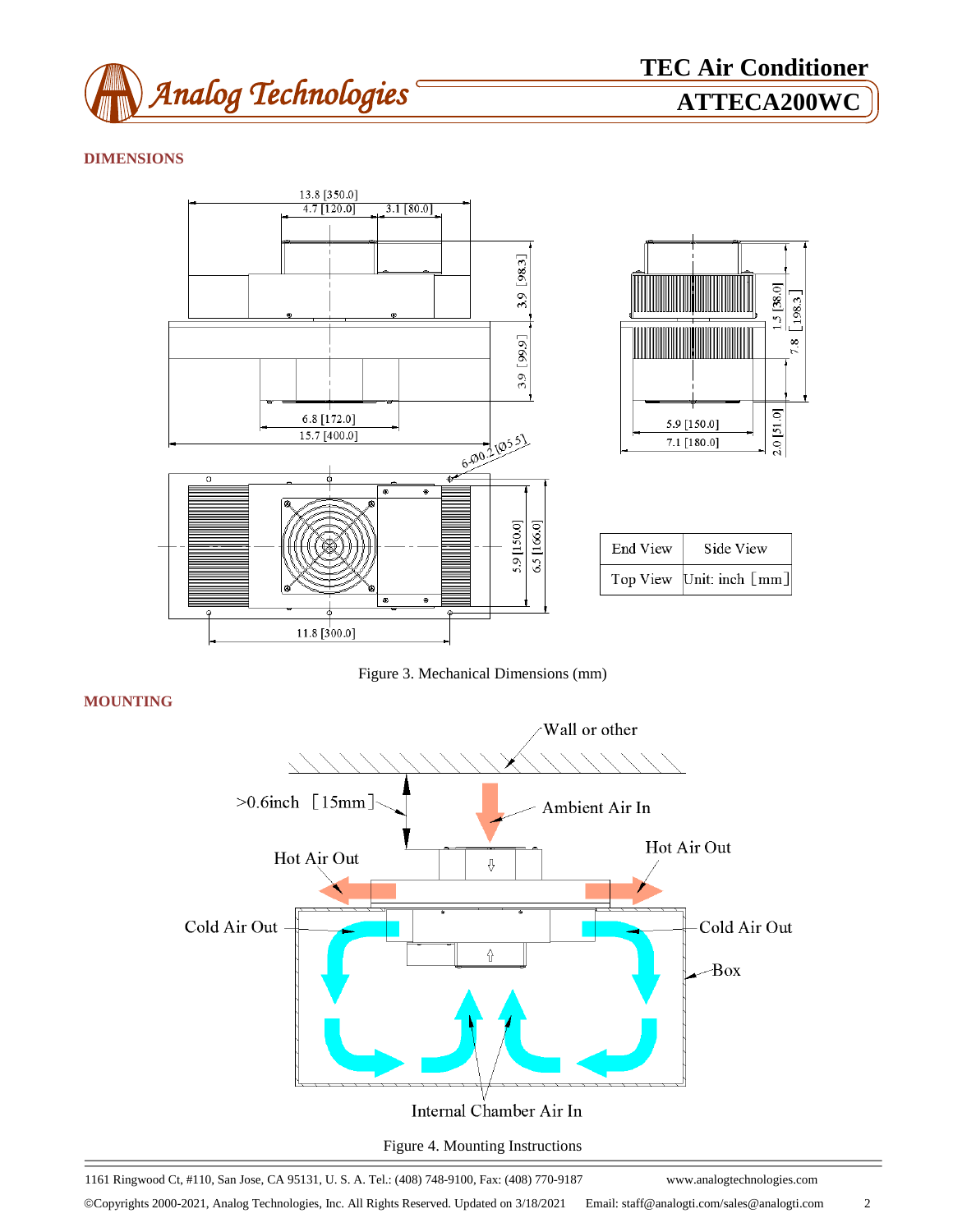## DIMENSIONS

Figure 3. Mechanical Dimensions (mm)

## MOUNTING

Figure 4. Mounting Instructions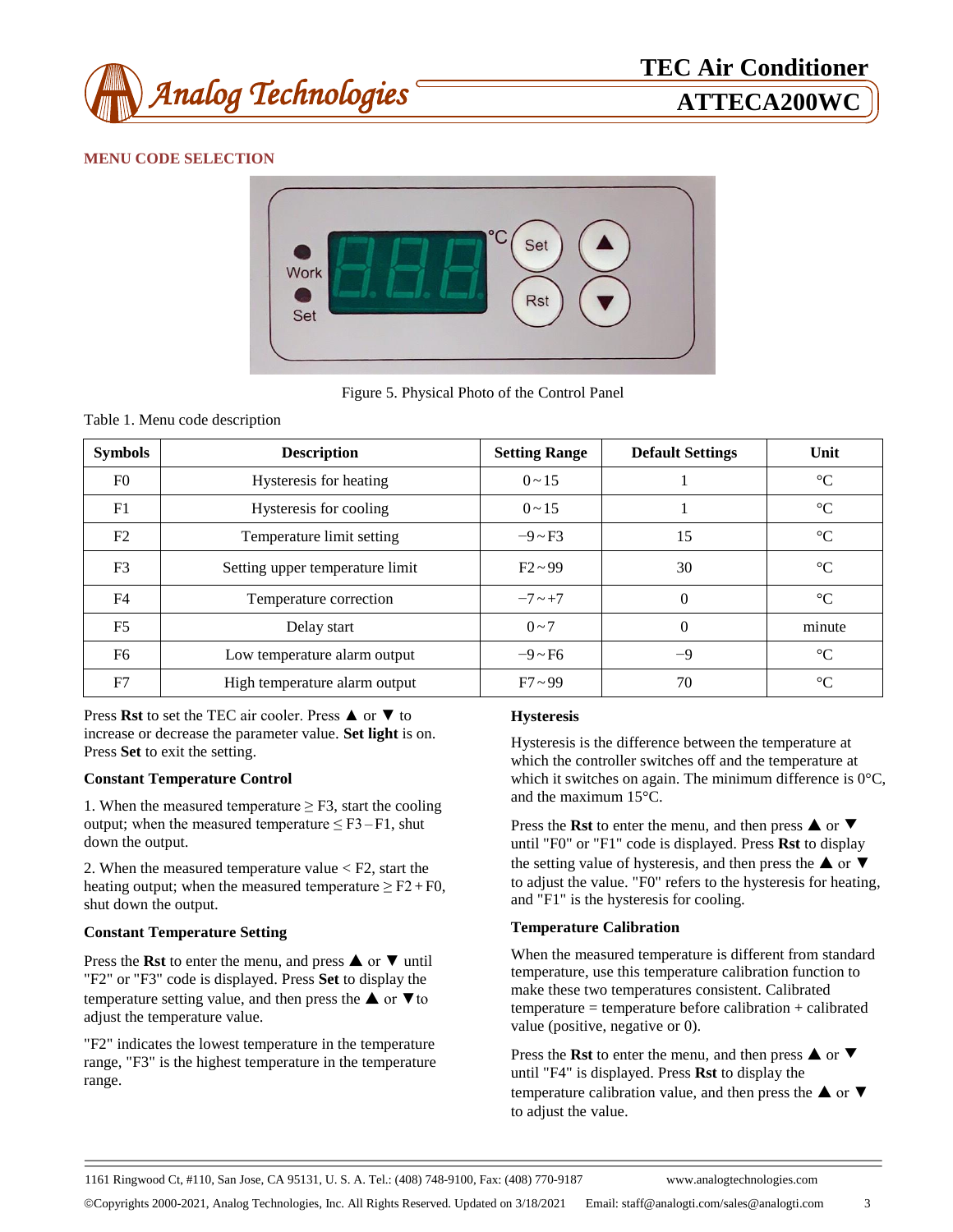## MENU CODE SELECTION

Figure 5. Physical Photo of the Control Panel

Table 1. Menu code description

| Symbols | Description | Setting Range | Default Settings | Unit |
|---|---|---|---|---|
| F0 | Hysteresis for heating | 0 ~ 15 | 1 | °C |
| F1 | Hysteresis for cooling | 0 ~ 15 | 1 | °C |
| F2 | Temperature limit setting | −9 ~ F3 | 15 | °C |
| F3 | Setting upper temperature limit | F2 ~ 99 | 30 | °C |
| F4 | Temperature correction | −7 ~ +7 | 0 | °C |
| F5 | Delay start | 0 ~ 7 | 0 | minute |
| F6 | Low temperature alarm output | −9 ~ F6 | −9 | °C |
| F7 | High temperature alarm output | F7 ~ 99 | 70 | °C |

Press **Rst** to set the TEC air cooler. Press ▲ or ▼ to increase or decrease the parameter value. **Set light** is on. Press **Set** to exit the setting.

### Constant Temperature Control

1. When the measured temperature ≥ F3, start the cooling output; when the measured temperature ≤ F3 – F1, shut down the output.

2. When the measured temperature value < F2, start the heating output; when the measured temperature ≥ F2 + F0, shut down the output.

### Constant Temperature Setting

Press the **Rst** to enter the menu, and press ▲ or ▼ until "F2" or "F3" code is displayed. Press **Set** to display the temperature setting value, and then press the ▲ or ▼ to adjust the temperature value.

"F2" indicates the lowest temperature in the temperature range, "F3" is the highest temperature in the temperature range.

### Hysteresis

Hysteresis is the difference between the temperature at which the controller switches off and the temperature at which it switches on again. The minimum difference is 0°C, and the maximum 15°C.

Press the **Rst** to enter the menu, and then press ▲ or ▼ until "F0" or "F1" code is displayed. Press **Rst** to display the setting value of hysteresis, and then press the ▲ or ▼ to adjust the value. "F0" refers to the hysteresis for heating, and "F1" is the hysteresis for cooling.

### Temperature Calibration

When the measured temperature is different from standard temperature, use this temperature calibration function to make these two temperatures consistent. Calibrated temperature = temperature before calibration + calibrated value (positive, negative or 0).

Press the **Rst** to enter the menu, and then press ▲ or ▼ until "F4" is displayed. Press **Rst** to display the temperature calibration value, and then press the ▲ or ▼ to adjust the value.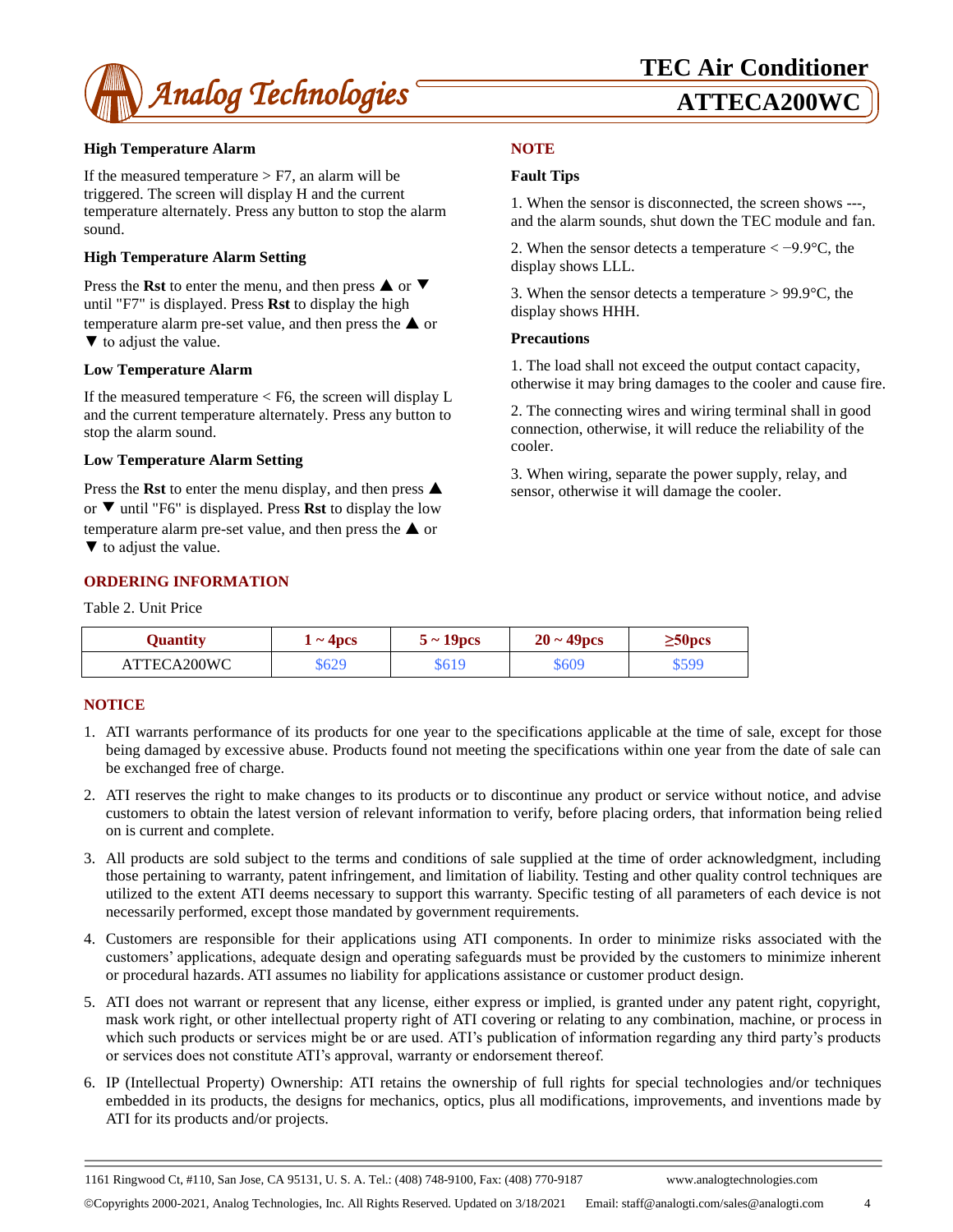### High Temperature Alarm

If the measured temperature > F7, an alarm will be triggered. The screen will display H and the current temperature alternately. Press any button to stop the alarm sound.

### High Temperature Alarm Setting

Press the **Rst** to enter the menu, and then press ▲ or ▼ until "F7" is displayed. Press **Rst** to display the high temperature alarm pre-set value, and then press the ▲ or ▼ to adjust the value.

### Low Temperature Alarm

If the measured temperature < F6, the screen will display L and the current temperature alternately. Press any button to stop the alarm sound.

### Low Temperature Alarm Setting

Press the **Rst** to enter the menu display, and then press ▲ or ▼ until "F6" is displayed. Press **Rst** to display the low temperature alarm pre-set value, and then press the ▲ or ▼ to adjust the value.

## NOTE

### Fault Tips

1. When the sensor is disconnected, the screen shows ---, and the alarm sounds, shut down the TEC module and fan.

2. When the sensor detects a temperature < −9.9°C, the display shows LLL.

3. When the sensor detects a temperature > 99.9°C, the display shows HHH.

### Precautions

1. The load shall not exceed the output contact capacity, otherwise it may bring damages to the cooler and cause fire.

2. The connecting wires and wiring terminal shall in good connection, otherwise, it will reduce the reliability of the cooler.

3. When wiring, separate the power supply, relay, and sensor, otherwise it will damage the cooler.

## ORDERING INFORMATION

Table 2. Unit Price

| Quantity | 1 ~ 4pcs | 5 ~ 19pcs | 20 ~ 49pcs | ≥50pcs |
|---|---|---|---|---|
| ATTECA200WC | $629 | $619 | $609 | $599 |

## NOTICE

1. ATI warrants performance of its products for one year to the specifications applicable at the time of sale, except for those being damaged by excessive abuse. Products found not meeting the specifications within one year from the date of sale can be exchanged free of charge.
2. ATI reserves the right to make changes to its products or to discontinue any product or service without notice, and advise customers to obtain the latest version of relevant information to verify, before placing orders, that information being relied on is current and complete.
3. All products are sold subject to the terms and conditions of sale supplied at the time of order acknowledgment, including those pertaining to warranty, patent infringement, and limitation of liability. Testing and other quality control techniques are utilized to the extent ATI deems necessary to support this warranty. Specific testing of all parameters of each device is not necessarily performed, except those mandated by government requirements.
4. Customers are responsible for their applications using ATI components. In order to minimize risks associated with the customers' applications, adequate design and operating safeguards must be provided by the customers to minimize inherent or procedural hazards. ATI assumes no liability for applications assistance or customer product design.
5. ATI does not warrant or represent that any license, either express or implied, is granted under any patent right, copyright, mask work right, or other intellectual property right of ATI covering or relating to any combination, machine, or process in which such products or services might be or are used. ATI's publication of information regarding any third party's products or services does not constitute ATI's approval, warranty or endorsement thereof.
6. IP (Intellectual Property) Ownership: ATI retains the ownership of full rights for special technologies and/or techniques embedded in its products, the designs for mechanics, optics, plus all modifications, improvements, and inventions made by ATI for its products and/or projects.